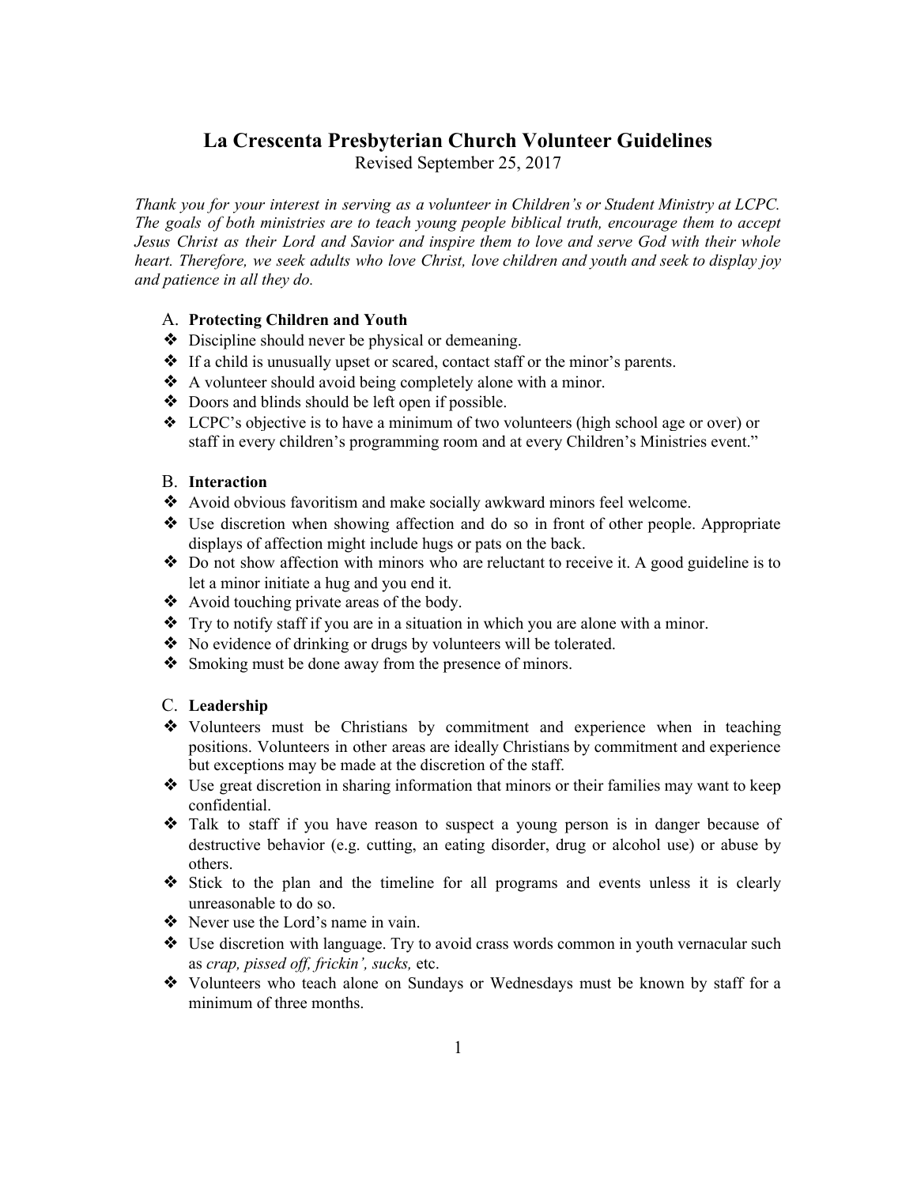# La Crescenta Presbyterian Church Volunteer Guidelines

Revised September 25, 2017

*Thank you for your interest in serving as a volunteer in Children's or Student Ministry at LCPC. The goals of both ministries are to teach young people biblical truth, encourage them to accept Jesus Christ as their Lord and Savior and inspire them to love and serve God with their whole heart. Therefore, we seek adults who love Christ, love children and youth and seek to display joy and patience in all they do.*

## A. Protecting Children and Youth

- Discipline should never be physical or demeaning.
- If a child is unusually upset or scared, contact staff or the minor's parents.
- A volunteer should avoid being completely alone with a minor.
- Doors and blinds should be left open if possible.
- LCPC's objective is to have a minimum of two volunteers (high school age or over) or staff in every children's programming room and at every Children's Ministries event."

## B. Interaction

- Avoid obvious favoritism and make socially awkward minors feel welcome.
- Use discretion when showing affection and do so in front of other people. Appropriate displays of affection might include hugs or pats on the back.
- Do not show affection with minors who are reluctant to receive it. A good guideline is to let a minor initiate a hug and you end it.
- Avoid touching private areas of the body.
- Try to notify staff if you are in a situation in which you are alone with a minor.
- No evidence of drinking or drugs by volunteers will be tolerated.
- Smoking must be done away from the presence of minors.

## C. Leadership

- Volunteers must be Christians by commitment and experience when in teaching positions. Volunteers in other areas are ideally Christians by commitment and experience but exceptions may be made at the discretion of the staff.
- Use great discretion in sharing information that minors or their families may want to keep confidential.
- Talk to staff if you have reason to suspect a young person is in danger because of destructive behavior (e.g. cutting, an eating disorder, drug or alcohol use) or abuse by others.
- Stick to the plan and the timeline for all programs and events unless it is clearly unreasonable to do so.
- Never use the Lord's name in vain.
- Use discretion with language. Try to avoid crass words common in youth vernacular such as *crap, pissed off, frickin', sucks,* etc.
- Volunteers who teach alone on Sundays or Wednesdays must be known by staff for a minimum of three months.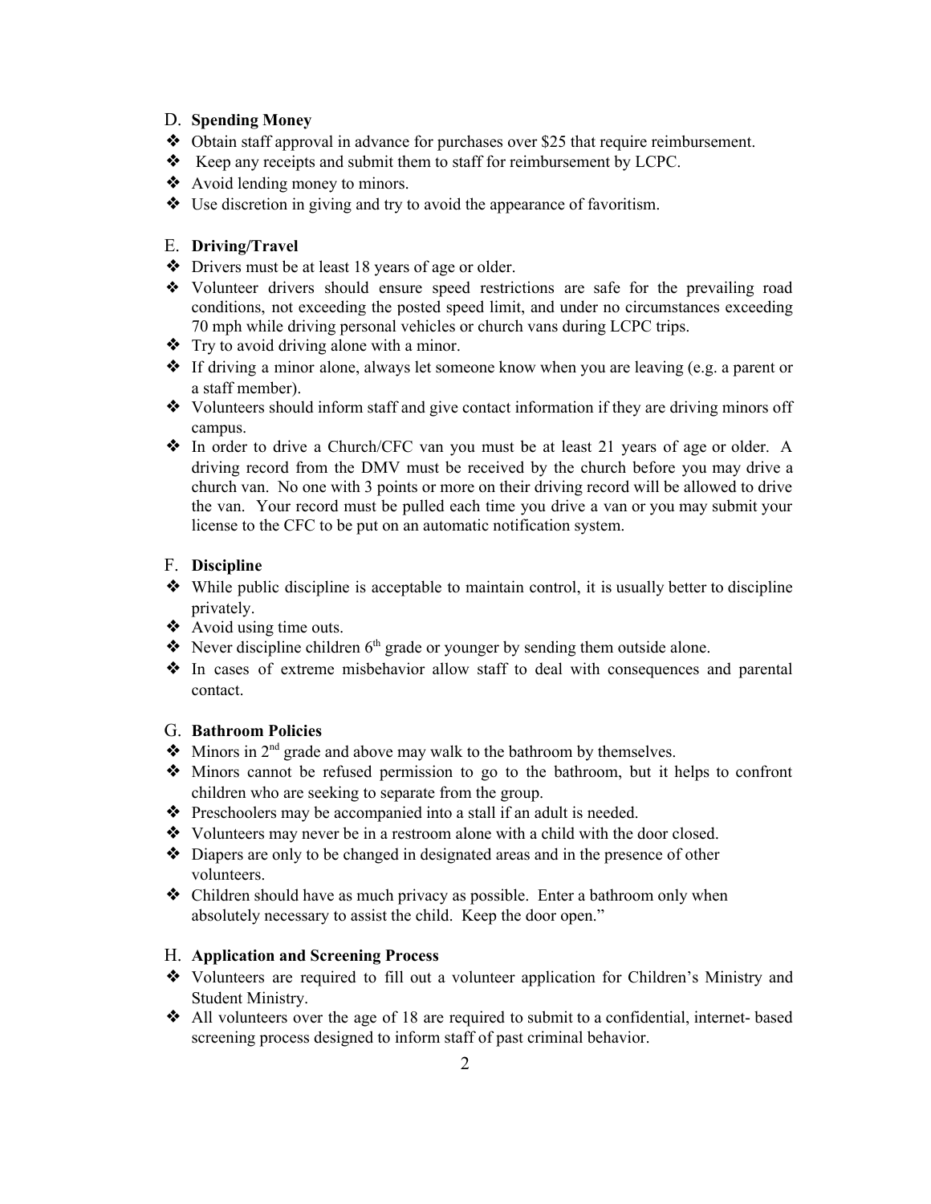D. **Spending Money**

- Obtain staff approval in advance for purchases over $25 that require reimbursement.
- Keep any receipts and submit them to staff for reimbursement by LCPC.
- Avoid lending money to minors.
- Use discretion in giving and try to avoid the appearance of favoritism.

E. **Driving/Travel**

- Drivers must be at least 18 years of age or older.
- Volunteer drivers should ensure speed restrictions are safe for the prevailing road conditions, not exceeding the posted speed limit, and under no circumstances exceeding 70 mph while driving personal vehicles or church vans during LCPC trips.
- Try to avoid driving alone with a minor.
- If driving a minor alone, always let someone know when you are leaving (e.g. a parent or a staff member).
- Volunteers should inform staff and give contact information if they are driving minors off campus.
- In order to drive a Church/CFC van you must be at least 21 years of age or older. A driving record from the DMV must be received by the church before you may drive a church van. No one with 3 points or more on their driving record will be allowed to drive the van. Your record must be pulled each time you drive a van or you may submit your license to the CFC to be put on an automatic notification system.

F. **Discipline**

- While public discipline is acceptable to maintain control, it is usually better to discipline privately.
- Avoid using time outs.
- Never discipline children 6th grade or younger by sending them outside alone.
- In cases of extreme misbehavior allow staff to deal with consequences and parental contact.

G. **Bathroom Policies**

- Minors in 2nd grade and above may walk to the bathroom by themselves.
- Minors cannot be refused permission to go to the bathroom, but it helps to confront children who are seeking to separate from the group.
- Preschoolers may be accompanied into a stall if an adult is needed.
- Volunteers may never be in a restroom alone with a child with the door closed.
- Diapers are only to be changed in designated areas and in the presence of other volunteers.
- Children should have as much privacy as possible. Enter a bathroom only when absolutely necessary to assist the child. Keep the door open."

H. **Application and Screening Process**

- Volunteers are required to fill out a volunteer application for Children's Ministry and Student Ministry.
- All volunteers over the age of 18 are required to submit to a confidential, internet- based screening process designed to inform staff of past criminal behavior.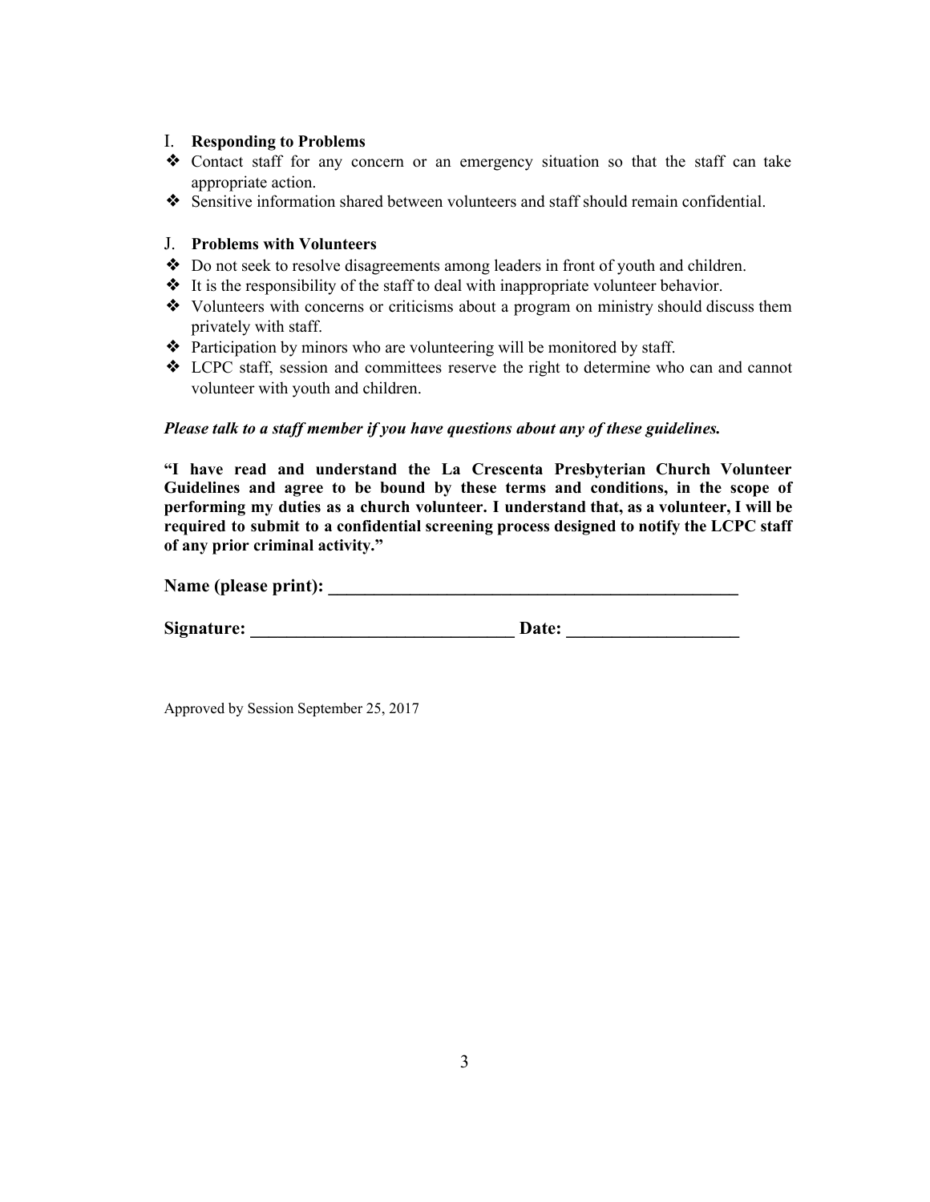## I. **Responding to Problems**

- Contact staff for any concern or an emergency situation so that the staff can take appropriate action.
- Sensitive information shared between volunteers and staff should remain confidential.

## J. **Problems with Volunteers**

- Do not seek to resolve disagreements among leaders in front of youth and children.
- It is the responsibility of the staff to deal with inappropriate volunteer behavior.
- Volunteers with concerns or criticisms about a program on ministry should discuss them privately with staff.
- Participation by minors who are volunteering will be monitored by staff.
- LCPC staff, session and committees reserve the right to determine who can and cannot volunteer with youth and children.

***Please talk to a staff member if you have questions about any of these guidelines.***

**"I have read and understand the La Crescenta Presbyterian Church Volunteer Guidelines and agree to be bound by these terms and conditions, in the scope of performing my duties as a church volunteer. I understand that, as a volunteer, I will be required to submit to a confidential screening process designed to notify the LCPC staff of any prior criminal activity."**

**Name (please print): _______________________________________________**

**Signature: _____________________________ Date: ___________________**

Approved by Session September 25, 2017